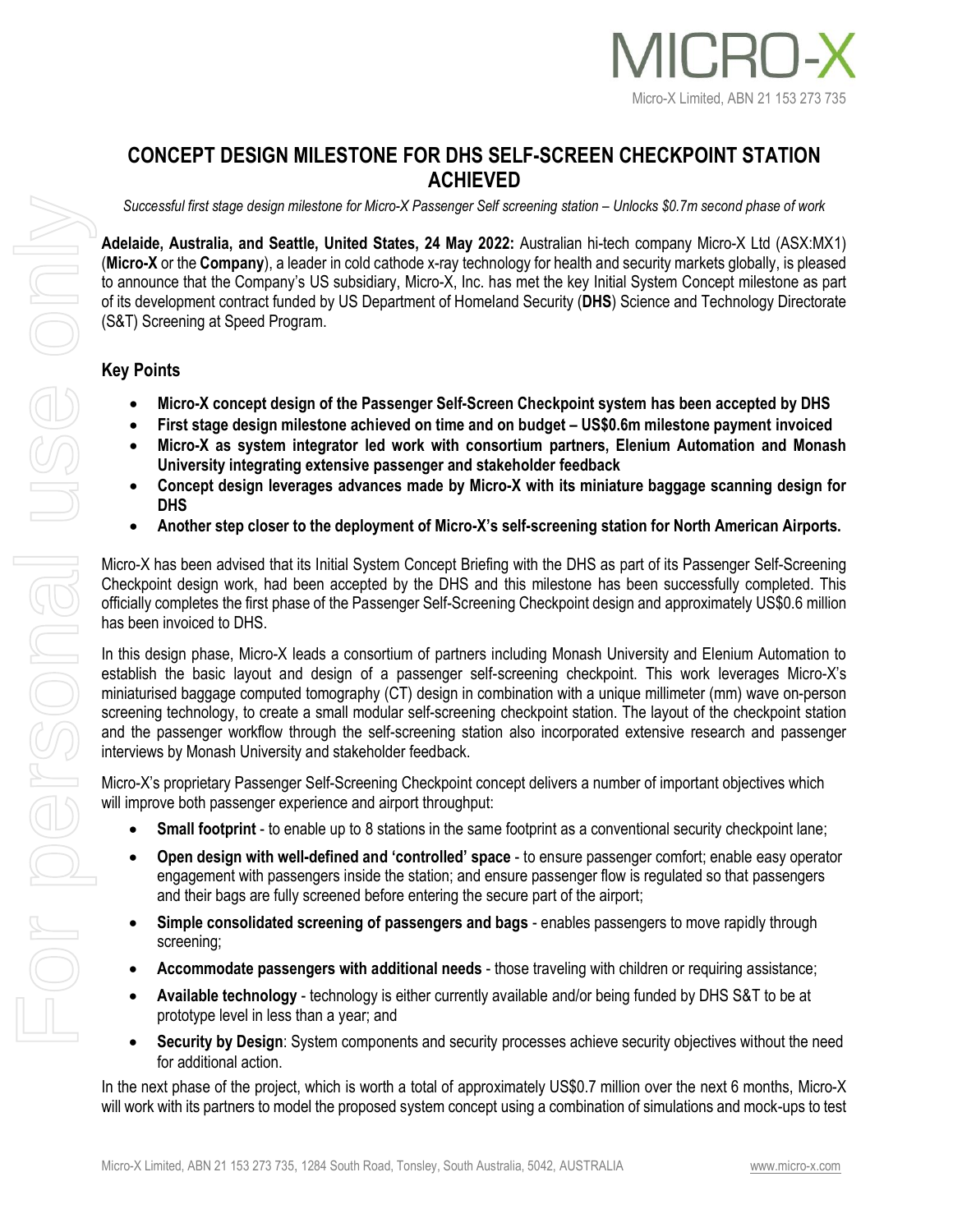# CONCEPT DESIGN MILESTONE FOR DHS SELF-SCREEN CHECKPOINT STATION ACHIEVED

*Successful first stage design milestone for Micro-X Passenger Self screening station – Unlocks $0.7m second phase of work*

**Adelaide, Australia, and Seattle, United States, 24 May 2022:** Australian hi-tech company Micro-X Ltd (ASX:MX1) (**Micro-X** or the **Company**), a leader in cold cathode x-ray technology for health and security markets globally, is pleased to announce that the Company's US subsidiary, Micro-X, Inc. has met the key Initial System Concept milestone as part of its development contract funded by US Department of Homeland Security (**DHS**) Science and Technology Directorate (S&T) Screening at Speed Program.

## Key Points

- **Micro-X concept design of the Passenger Self-Screen Checkpoint system has been accepted by DHS**
- **First stage design milestone achieved on time and on budget – US$0.6m milestone payment invoiced**
- **Micro-X as system integrator led work with consortium partners, Elenium Automation and Monash University integrating extensive passenger and stakeholder feedback**
- **Concept design leverages advances made by Micro-X with its miniature baggage scanning design for DHS**
- **Another step closer to the deployment of Micro-X's self-screening station for North American Airports.**

Micro-X has been advised that its Initial System Concept Briefing with the DHS as part of its Passenger Self-Screening Checkpoint design work, had been accepted by the DHS and this milestone has been successfully completed. This officially completes the first phase of the Passenger Self-Screening Checkpoint design and approximately US$0.6 million has been invoiced to DHS.

In this design phase, Micro-X leads a consortium of partners including Monash University and Elenium Automation to establish the basic layout and design of a passenger self-screening checkpoint. This work leverages Micro-X's miniaturised baggage computed tomography (CT) design in combination with a unique millimeter (mm) wave on-person screening technology, to create a small modular self-screening checkpoint station. The layout of the checkpoint station and the passenger workflow through the self-screening station also incorporated extensive research and passenger interviews by Monash University and stakeholder feedback.

Micro-X's proprietary Passenger Self-Screening Checkpoint concept delivers a number of important objectives which will improve both passenger experience and airport throughput:

- **Small footprint** - to enable up to 8 stations in the same footprint as a conventional security checkpoint lane;
- **Open design with well-defined and 'controlled' space** - to ensure passenger comfort; enable easy operator engagement with passengers inside the station; and ensure passenger flow is regulated so that passengers and their bags are fully screened before entering the secure part of the airport;
- **Simple consolidated screening of passengers and bags** - enables passengers to move rapidly through screening;
- **Accommodate passengers with additional needs** - those traveling with children or requiring assistance;
- **Available technology** - technology is either currently available and/or being funded by DHS S&T to be at prototype level in less than a year; and
- **Security by Design**: System components and security processes achieve security objectives without the need for additional action.

In the next phase of the project, which is worth a total of approximately US$0.7 million over the next 6 months, Micro-X will work with its partners to model the proposed system concept using a combination of simulations and mock-ups to test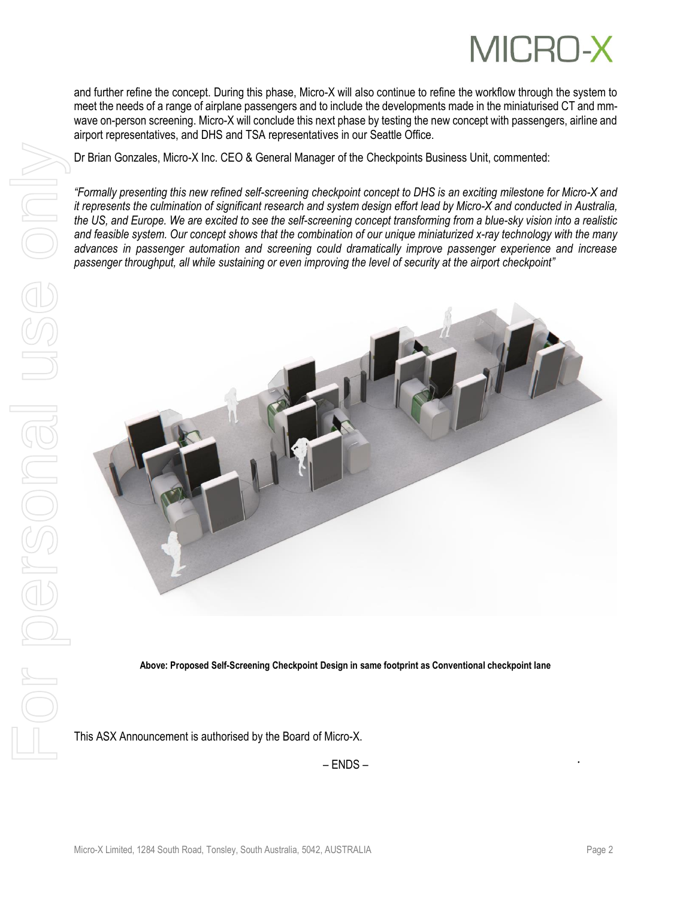and further refine the concept. During this phase, Micro-X will also continue to refine the workflow through the system to meet the needs of a range of airplane passengers and to include the developments made in the miniaturised CT and mm-wave on-person screening. Micro-X will conclude this next phase by testing the new concept with passengers, airline and airport representatives, and DHS and TSA representatives in our Seattle Office.

Dr Brian Gonzales, Micro-X Inc. CEO & General Manager of the Checkpoints Business Unit, commented:

*"Formally presenting this new refined self-screening checkpoint concept to DHS is an exciting milestone for Micro-X and it represents the culmination of significant research and system design effort lead by Micro-X and conducted in Australia, the US, and Europe. We are excited to see the self-screening concept transforming from a blue-sky vision into a realistic and feasible system. Our concept shows that the combination of our unique miniaturized x-ray technology with the many advances in passenger automation and screening could dramatically improve passenger experience and increase passenger throughput, all while sustaining or even improving the level of security at the airport checkpoint"*

**Above: Proposed Self-Screening Checkpoint Design in same footprint as Conventional checkpoint lane**

This ASX Announcement is authorised by the Board of Micro-X.

– ENDS –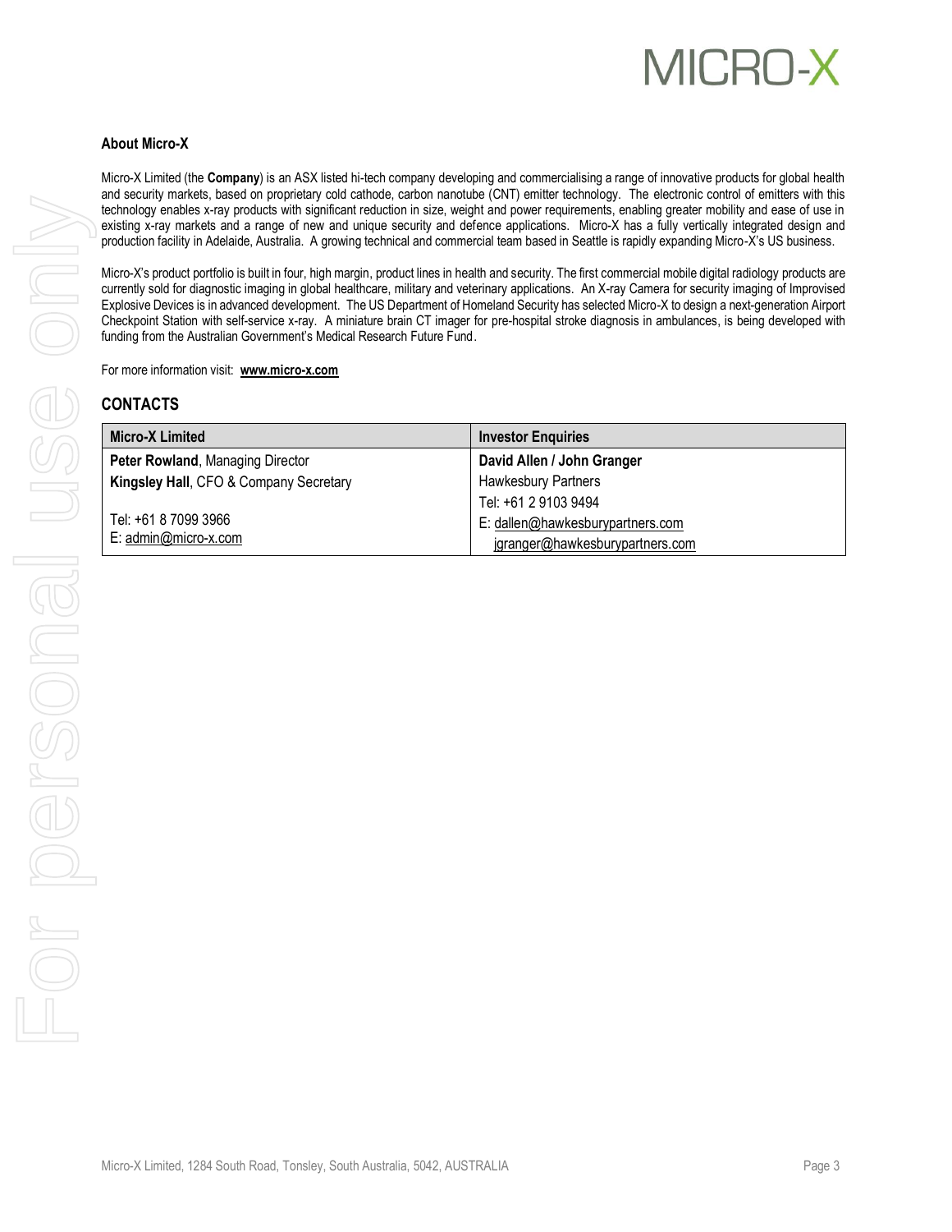## About Micro-X

Micro-X Limited (the **Company**) is an ASX listed hi-tech company developing and commercialising a range of innovative products for global health and security markets, based on proprietary cold cathode, carbon nanotube (CNT) emitter technology. The electronic control of emitters with this technology enables x-ray products with significant reduction in size, weight and power requirements, enabling greater mobility and ease of use in existing x-ray markets and a range of new and unique security and defence applications. Micro-X has a fully vertically integrated design and production facility in Adelaide, Australia. A growing technical and commercial team based in Seattle is rapidly expanding Micro-X's US business.

Micro-X's product portfolio is built in four, high margin, product lines in health and security. The first commercial mobile digital radiology products are currently sold for diagnostic imaging in global healthcare, military and veterinary applications. An X-ray Camera for security imaging of Improvised Explosive Devices is in advanced development. The US Department of Homeland Security has selected Micro-X to design a next-generation Airport Checkpoint Station with self-service x-ray. A miniature brain CT imager for pre-hospital stroke diagnosis in ambulances, is being developed with funding from the Australian Government's Medical Research Future Fund.

For more information visit: **www.micro-x.com**

## CONTACTS

| Micro-X Limited | Investor Enquiries |
| --- | --- |
| **Peter Rowland**, Managing Director | **David Allen / John Granger** |
| **Kingsley Hall**, CFO & Company Secretary | Hawkesbury Partners |
| | Tel: +61 2 9103 9494 |
| Tel: +61 8 7099 3966 | E: dallen@hawkesburypartners.com |
| E: admin@micro-x.com | jgranger@hawkesburypartners.com |

Micro-X Limited, 1284 South Road, Tonsley, South Australia, 5042, AUSTRALIA